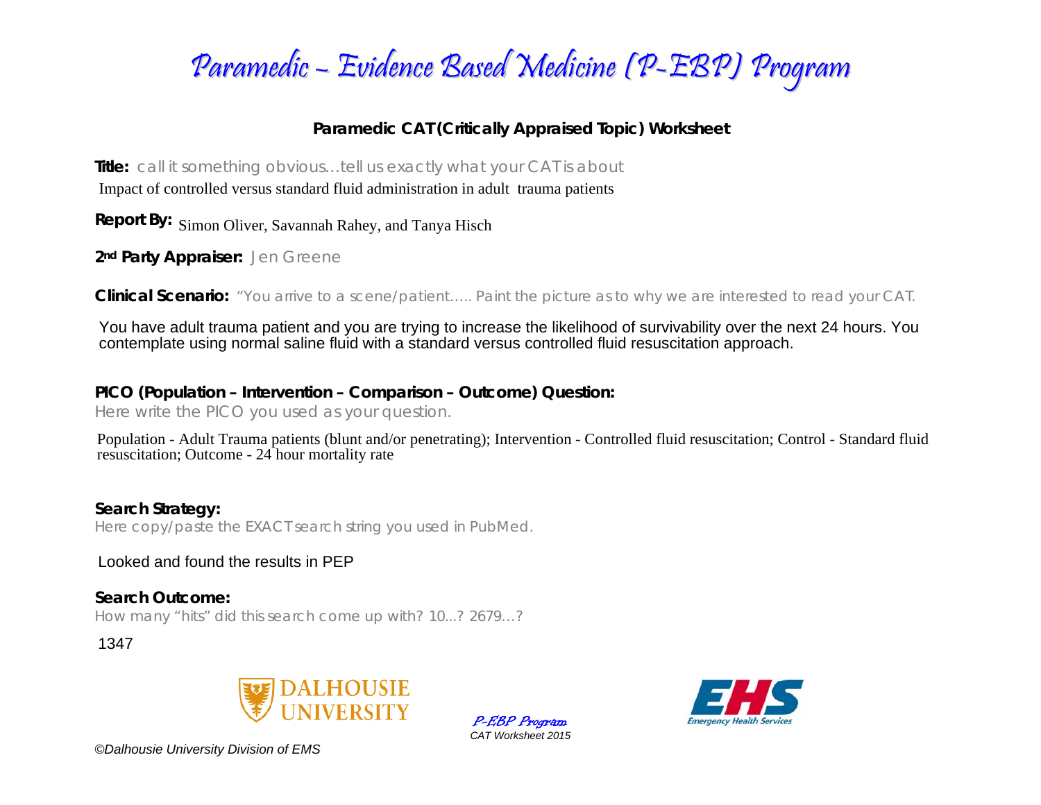# Paramedic – Evidence Based Medicine (P-EBP) Program

## Paramedic CAT (Critically Appraised Topic) Worksheet

**Title:** call it something obvious…tell us exactly what your CAT is about

Impact of controlled versus standard fluid administration in adult trauma patients

**Report By:** Simon Oliver, Savannah Rahey, and Tanya Hisch

**2nd Party Appraiser:** Jen Greene

**Clinical Scenario:** "You arrive to a scene/patient….. Paint the picture as to why we are interested to read your CAT.

You have adult trauma patient and you are trying to increase the likelihood of survivability over the next 24 hours. You contemplate using normal saline fluid with a standard versus controlled fluid resuscitation approach.

**PICO (Population – Intervention – Comparison – Outcome) Question:**

Here write the PICO you used as your question.

Population - Adult Trauma patients (blunt and/or penetrating); Intervention - Controlled fluid resuscitation; Control - Standard fluid resuscitation; Outcome - 24 hour mortality rate

**Search Strategy:**

Here copy/paste the EXACT search string you used in PubMed.

Looked and found the results in PEP

**Search Outcome:**

How many "hits" did this search come up with? 10...? 2679…?

1347

©Dalhousie University Division of EMS

*P-EBP Program*
*CAT Worksheet 2015*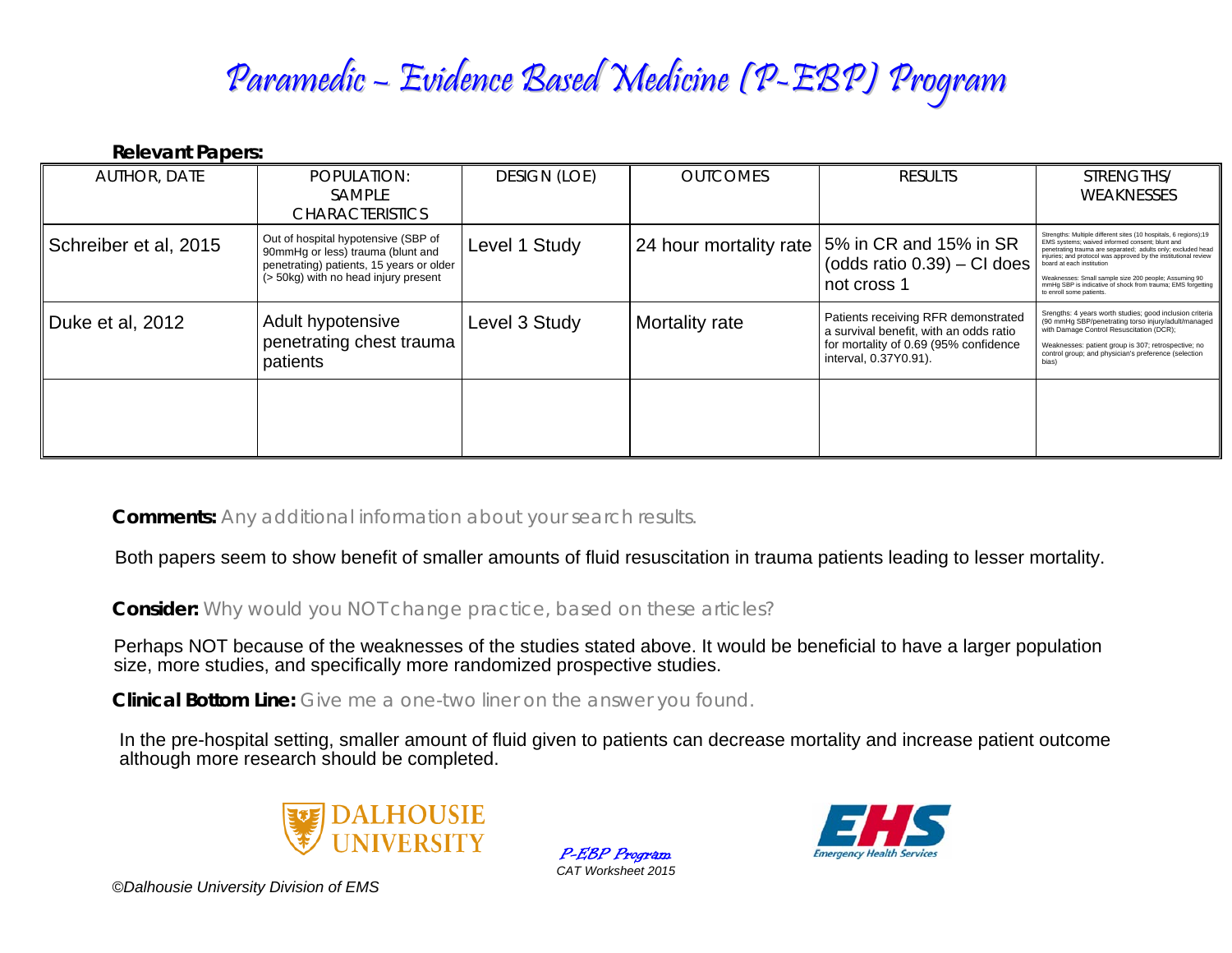# Paramedic – Evidence Based Medicine (P-EBP) Program

**Relevant Papers:**

| AUTHOR, DATE | POPULATION: SAMPLE CHARACTERISTICS | DESIGN (LOE) | OUTCOMES | RESULTS | STRENGTHS/ WEAKNESSES |
| --- | --- | --- | --- | --- | --- |
| Schreiber et al, 2015 | Out of hospital hypotensive (SBP of 90mmHg or less) trauma (blunt and penetrating) patients, 15 years or older (> 50kg) with no head injury present | Level 1 Study | 24 hour mortality rate | 5% in CR and 15% in SR (odds ratio 0.39) – CI does not cross 1 | Strengths: Multiple different sites (10 hospitals, 6 regions);19 EMS systems; waived informed consent; blunt and penetrating trauma are separated; adults only; excluded head injuries; and protocol was approved by the institutional review board at each institution<br><br>Weaknesses: Small sample size 200 people; Assuming 90 mmHg SBP is indicative of shock from trauma; EMS forgetting to enroll some patients. |
| Duke et al, 2012 | Adult hypotensive penetrating chest trauma patients | Level 3 Study | Mortality rate | Patients receiving RFR demonstrated a survival benefit, with an odds ratio for mortality of 0.69 (95% confidence interval, 0.37Y0.91). | Srengths: 4 years worth studies; good inclusion criteria (90 mmHg SBP/penetrating torso injury/adult/managed with Damage Control Resuscitation (DCR);<br><br>Weaknesses: patient group is 307; retrospective; no control group; and physician's preference (selection bias) |
| | | | | | |

**Comments:** Any additional information about your search results.

Both papers seem to show benefit of smaller amounts of fluid resuscitation in trauma patients leading to lesser mortality.

**Consider:** Why would you NOT change practice, based on these articles?

Perhaps NOT because of the weaknesses of the studies stated above. It would be beneficial to have a larger population size, more studies, and specifically more randomized prospective studies.

**Clinical Bottom Line:** Give me a one-two liner on the answer you found.

In the pre-hospital setting, smaller amount of fluid given to patients can decrease mortality and increase patient outcome although more research should be completed.

DALHOUSIE UNIVERSITY

*P-EBP Program*
*CAT Worksheet 2015*

Emergency Health Services

*©Dalhousie University Division of EMS*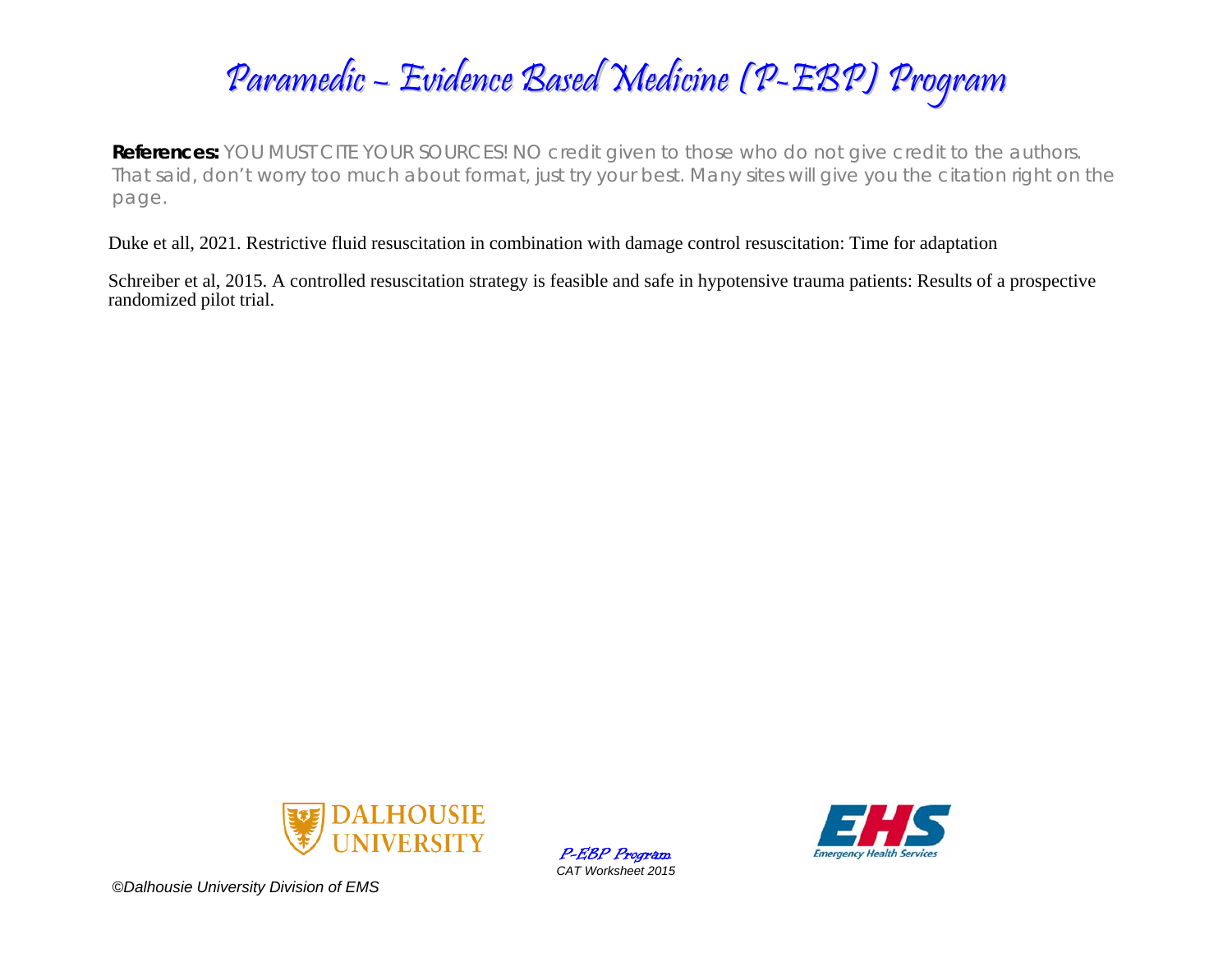**References:** YOU MUST CITE YOUR SOURCES! NO credit given to those who do not give credit to the authors. That said, don't worry too much about format, just try your best. Many sites will give you the citation right on the page.

Duke et all, 2021. Restrictive fluid resuscitation in combination with damage control resuscitation: Time for adaptation

Schreiber et al, 2015. A controlled resuscitation strategy is feasible and safe in hypotensive trauma patients: Results of a prospective randomized pilot trial.